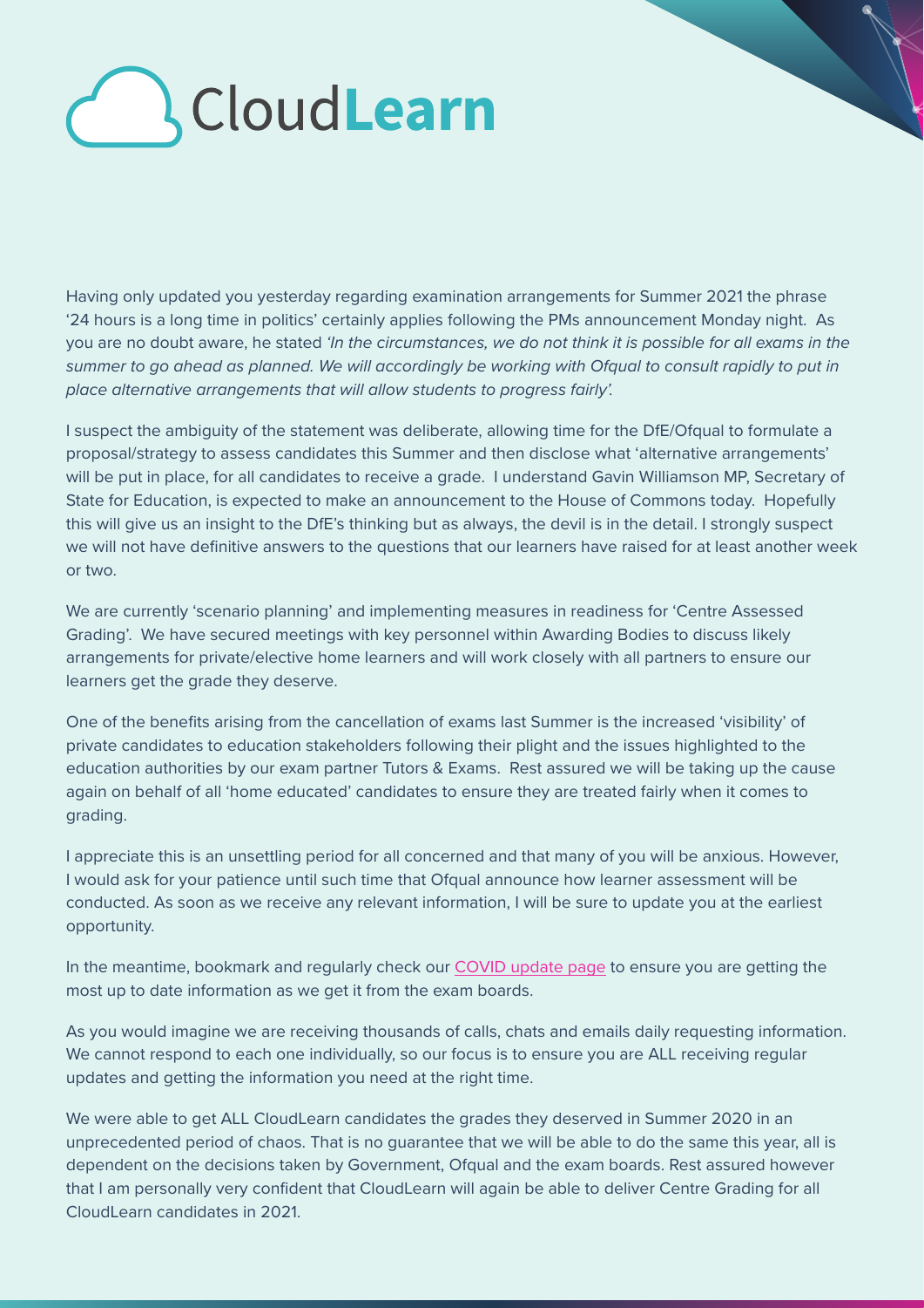# CloudLearn

Having only updated you yesterday regarding examination arrangements for Summer 2021 the phrase '24 hours is a long time in politics' certainly applies following the PMs announcement Monday night. As you are no doubt aware, he stated *'In the circumstances, we do not think it is possible for all exams in the summer to go ahead as planned. We will accordingly be working with Ofqual to consult rapidly to put in place alternative arrangements that will allow students to progress fairly'.*

I suspect the ambiguity of the statement was deliberate, allowing time for the DfE/Ofqual to formulate a proposal/strategy to assess candidates this Summer and then disclose what 'alternative arrangements' will be put in place, for all candidates to receive a grade. I understand Gavin Williamson MP, Secretary of State for Education, is expected to make an announcement to the House of Commons today. Hopefully this will give us an insight to the DfE's thinking but as always, the devil is in the detail. I strongly suspect we will not have definitive answers to the questions that our learners have raised for at least another week or two.

We are currently 'scenario planning' and implementing measures in readiness for 'Centre Assessed Grading'. We have secured meetings with key personnel within Awarding Bodies to discuss likely arrangements for private/elective home learners and will work closely with all partners to ensure our learners get the grade they deserve.

One of the benefits arising from the cancellation of exams last Summer is the increased 'visibility' of private candidates to education stakeholders following their plight and the issues highlighted to the education authorities by our exam partner Tutors & Exams. Rest assured we will be taking up the cause again on behalf of all 'home educated' candidates to ensure they are treated fairly when it comes to grading.

I appreciate this is an unsettling period for all concerned and that many of you will be anxious. However, I would ask for your patience until such time that Ofqual announce how learner assessment will be conducted. As soon as we receive any relevant information, I will be sure to update you at the earliest opportunity.

In the meantime, bookmark and regularly check our COVID update page to ensure you are getting the most up to date information as we get it from the exam boards.

As you would imagine we are receiving thousands of calls, chats and emails daily requesting information. We cannot respond to each one individually, so our focus is to ensure you are ALL receiving regular updates and getting the information you need at the right time.

We were able to get ALL CloudLearn candidates the grades they deserved in Summer 2020 in an unprecedented period of chaos. That is no guarantee that we will be able to do the same this year, all is dependent on the decisions taken by Government, Ofqual and the exam boards. Rest assured however that I am personally very confident that CloudLearn will again be able to deliver Centre Grading for all CloudLearn candidates in 2021.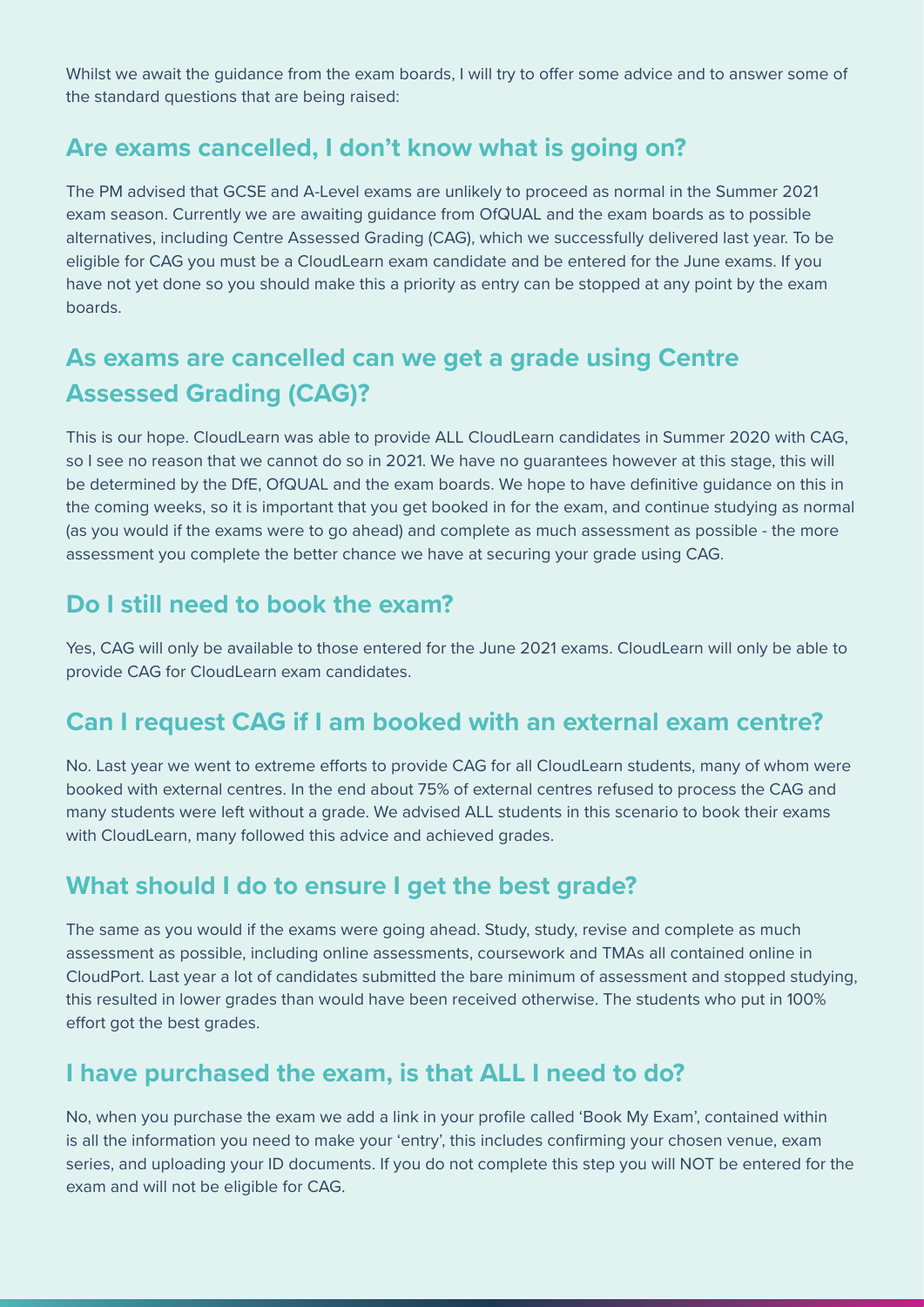Whilst we await the guidance from the exam boards, I will try to offer some advice and to answer some of the standard questions that are being raised:

## Are exams cancelled, I don't know what is going on?

The PM advised that GCSE and A-Level exams are unlikely to proceed as normal in the Summer 2021 exam season. Currently we are awaiting guidance from OfQUAL and the exam boards as to possible alternatives, including Centre Assessed Grading (CAG), which we successfully delivered last year. To be eligible for CAG you must be a CloudLearn exam candidate and be entered for the June exams. If you have not yet done so you should make this a priority as entry can be stopped at any point by the exam boards.

## As exams are cancelled can we get a grade using Centre Assessed Grading (CAG)?

This is our hope. CloudLearn was able to provide ALL CloudLearn candidates in Summer 2020 with CAG, so I see no reason that we cannot do so in 2021. We have no guarantees however at this stage, this will be determined by the DfE, OfQUAL and the exam boards. We hope to have definitive guidance on this in the coming weeks, so it is important that you get booked in for the exam, and continue studying as normal (as you would if the exams were to go ahead) and complete as much assessment as possible - the more assessment you complete the better chance we have at securing your grade using CAG.

## Do I still need to book the exam?

Yes, CAG will only be available to those entered for the June 2021 exams. CloudLearn will only be able to provide CAG for CloudLearn exam candidates.

## Can I request CAG if I am booked with an external exam centre?

No. Last year we went to extreme efforts to provide CAG for all CloudLearn students, many of whom were booked with external centres. In the end about 75% of external centres refused to process the CAG and many students were left without a grade. We advised ALL students in this scenario to book their exams with CloudLearn, many followed this advice and achieved grades.

## What should I do to ensure I get the best grade?

The same as you would if the exams were going ahead. Study, study, revise and complete as much assessment as possible, including online assessments, coursework and TMAs all contained online in CloudPort. Last year a lot of candidates submitted the bare minimum of assessment and stopped studying, this resulted in lower grades than would have been received otherwise. The students who put in 100% effort got the best grades.

## I have purchased the exam, is that ALL I need to do?

No, when you purchase the exam we add a link in your profile called 'Book My Exam', contained within is all the information you need to make your 'entry', this includes confirming your chosen venue, exam series, and uploading your ID documents. If you do not complete this step you will NOT be entered for the exam and will not be eligible for CAG.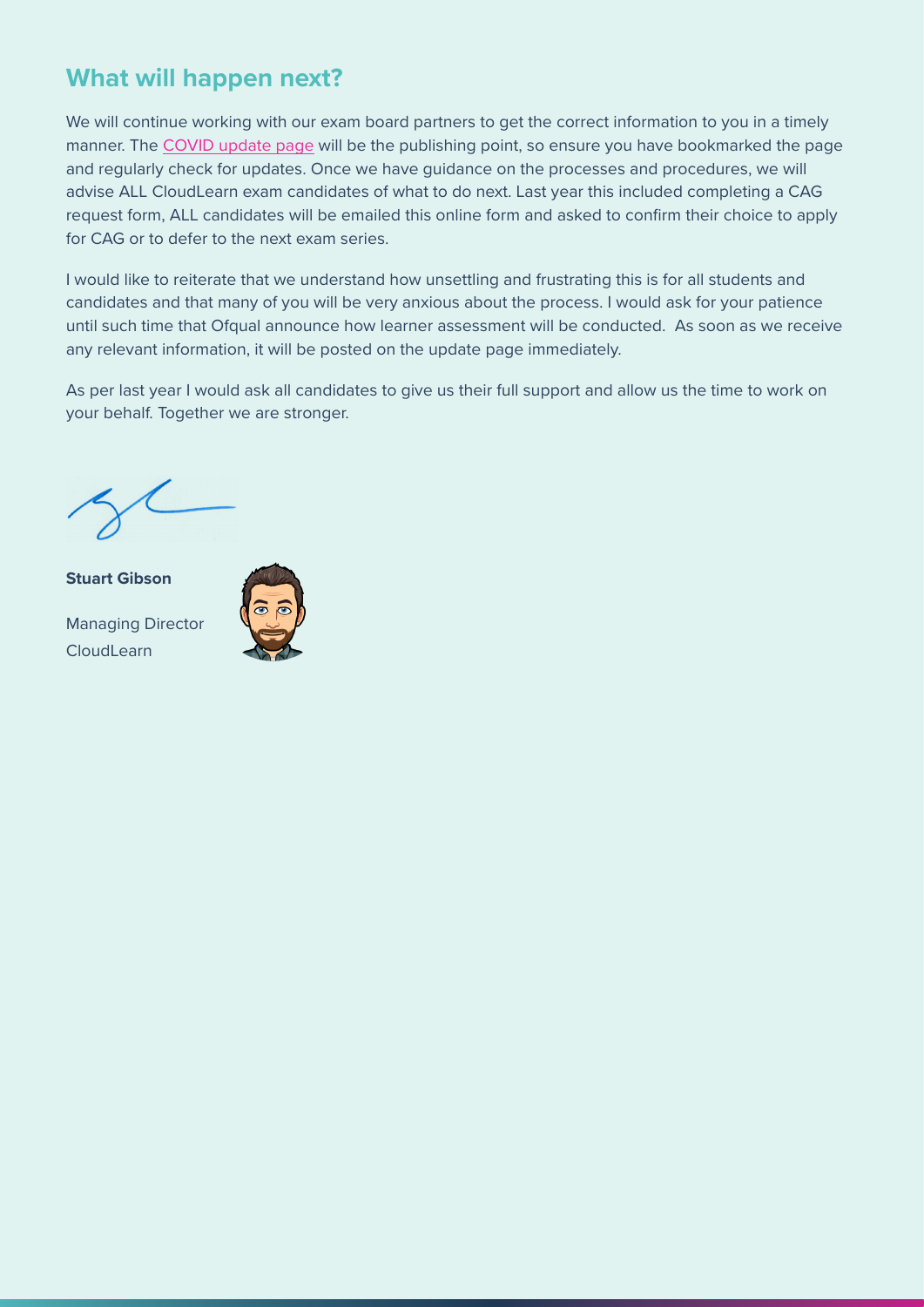## What will happen next?

We will continue working with our exam board partners to get the correct information to you in a timely manner. The COVID update page will be the publishing point, so ensure you have bookmarked the page and regularly check for updates. Once we have guidance on the processes and procedures, we will advise ALL CloudLearn exam candidates of what to do next. Last year this included completing a CAG request form, ALL candidates will be emailed this online form and asked to confirm their choice to apply for CAG or to defer to the next exam series.

I would like to reiterate that we understand how unsettling and frustrating this is for all students and candidates and that many of you will be very anxious about the process. I would ask for your patience until such time that Ofqual announce how learner assessment will be conducted. As soon as we receive any relevant information, it will be posted on the update page immediately.

As per last year I would ask all candidates to give us their full support and allow us the time to work on your behalf. Together we are stronger.

**Stuart Gibson**

Managing Director
CloudLearn